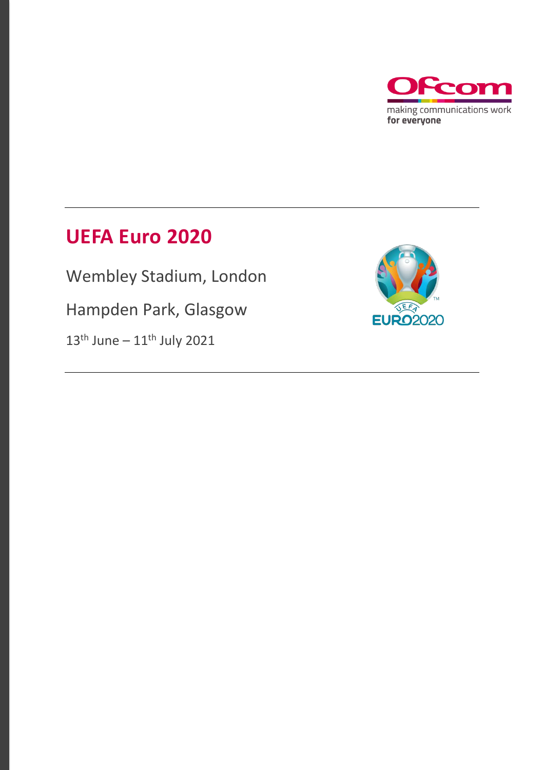# UEFA Euro 2020

Wembley Stadium, London

Hampden Park, Glasgow

13th June – 11th July 2021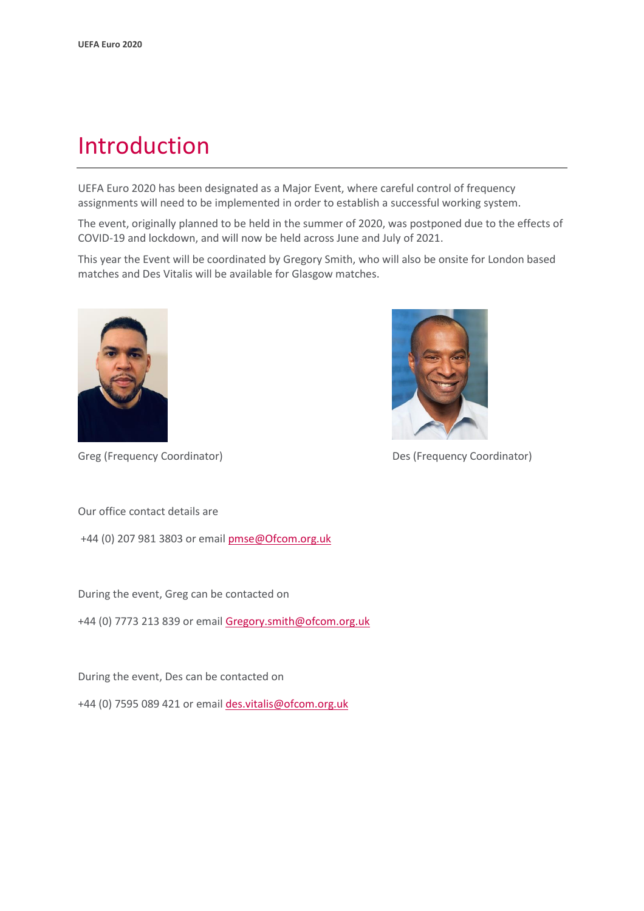# Introduction

UEFA Euro 2020 has been designated as a Major Event, where careful control of frequency assignments will need to be implemented in order to establish a successful working system.

The event, originally planned to be held in the summer of 2020, was postponed due to the effects of COVID-19 and lockdown, and will now be held across June and July of 2021.

This year the Event will be coordinated by Gregory Smith, who will also be onsite for London based matches and Des Vitalis will be available for Glasgow matches.

Greg (Frequency Coordinator)

Des (Frequency Coordinator)

Our office contact details are

+44 (0) 207 981 3803 or email pmse@Ofcom.org.uk

During the event, Greg can be contacted on

+44 (0) 7773 213 839 or email Gregory.smith@ofcom.org.uk

During the event, Des can be contacted on

+44 (0) 7595 089 421 or email des.vitalis@ofcom.org.uk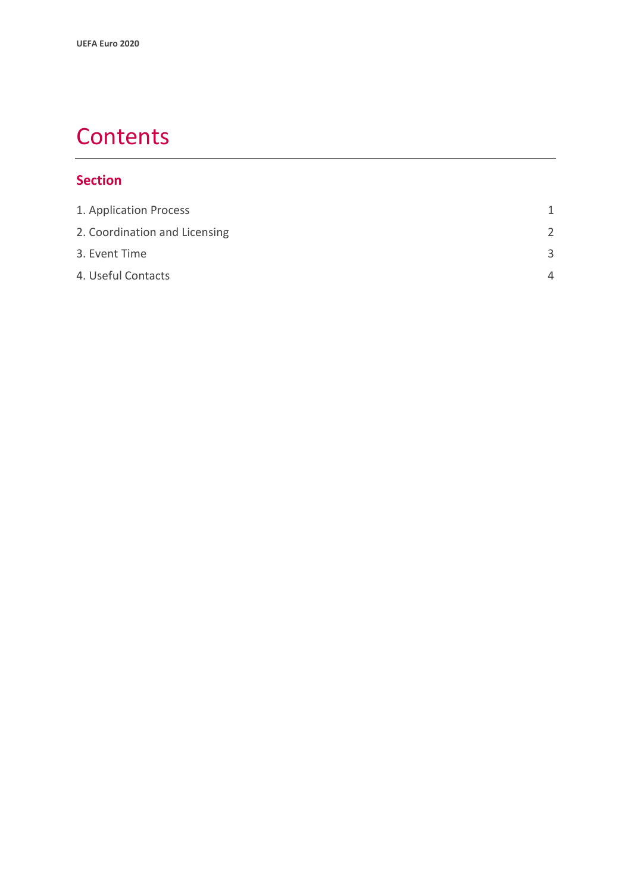# Contents

## Section

| | |
|---|---|
| 1. Application Process | 1 |
| 2. Coordination and Licensing | 2 |
| 3. Event Time | 3 |
| 4. Useful Contacts | 4 |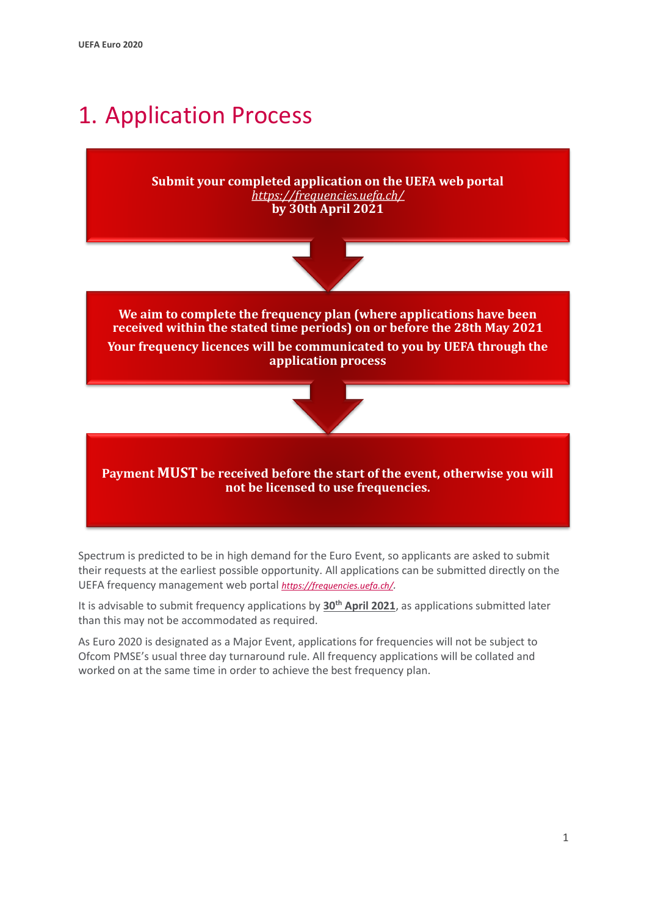# 1. Application Process

**Submit your completed application on the UEFA web portal**
**https://frequencies.uefa.ch/**
**by 30th April 2021**

**We aim to complete the frequency plan (where applications have been received within the stated time periods) on or before the 28th May 2021**

**Your frequency licences will be communicated to you by UEFA through the application process**

**Payment MUST be received before the start of the event, otherwise you will not be licensed to use frequencies.**

Spectrum is predicted to be in high demand for the Euro Event, so applicants are asked to submit their requests at the earliest possible opportunity. All applications can be submitted directly on the UEFA frequency management web portal *https://frequencies.uefa.ch/*.

It is advisable to submit frequency applications by **30th April 2021**, as applications submitted later than this may not be accommodated as required.

As Euro 2020 is designated as a Major Event, applications for frequencies will not be subject to Ofcom PMSE's usual three day turnaround rule. All frequency applications will be collated and worked on at the same time in order to achieve the best frequency plan.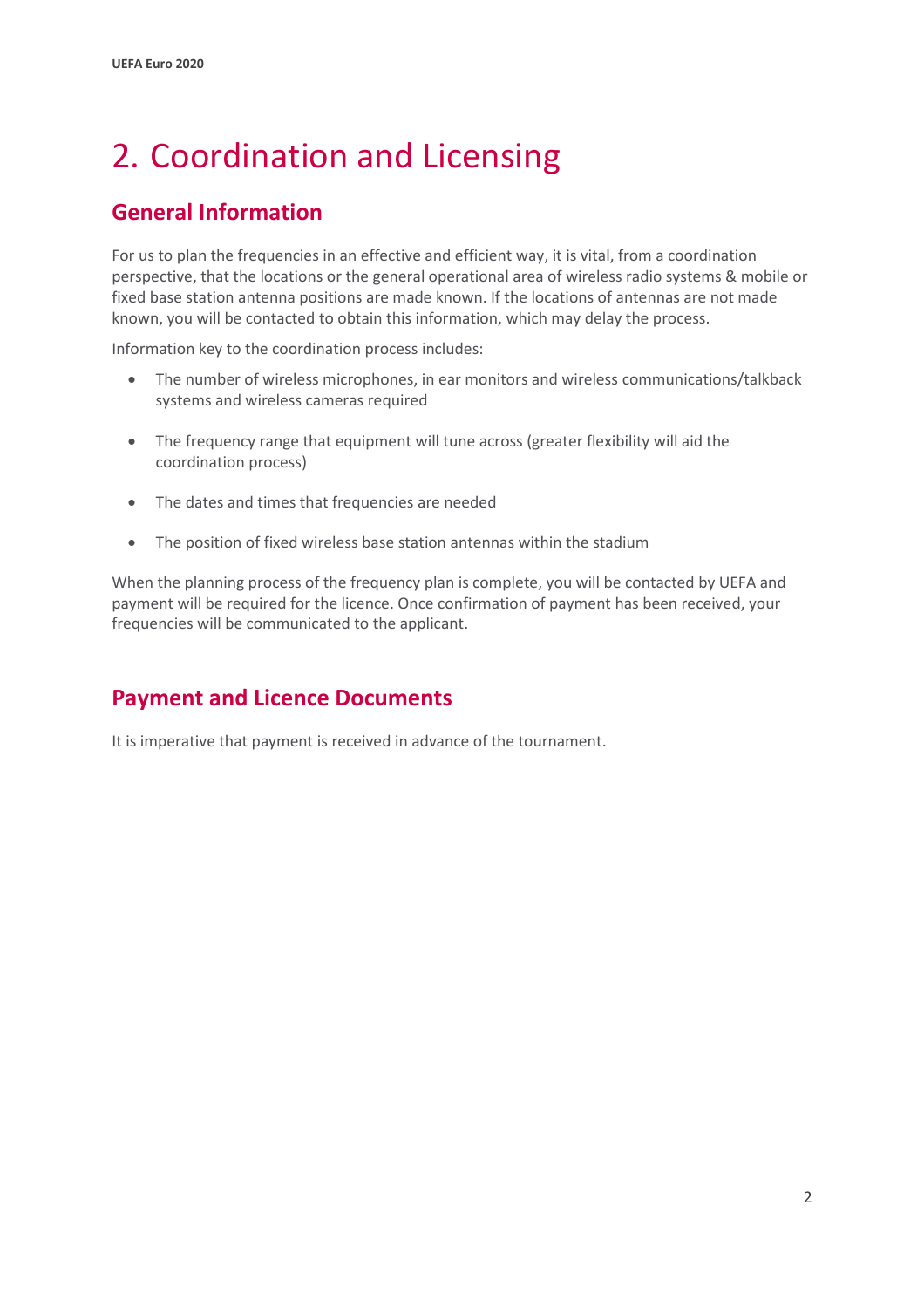# 2. Coordination and Licensing

## General Information

For us to plan the frequencies in an effective and efficient way, it is vital, from a coordination perspective, that the locations or the general operational area of wireless radio systems & mobile or fixed base station antenna positions are made known. If the locations of antennas are not made known, you will be contacted to obtain this information, which may delay the process.

Information key to the coordination process includes:

- The number of wireless microphones, in ear monitors and wireless communications/talkback systems and wireless cameras required
- The frequency range that equipment will tune across (greater flexibility will aid the coordination process)
- The dates and times that frequencies are needed
- The position of fixed wireless base station antennas within the stadium

When the planning process of the frequency plan is complete, you will be contacted by UEFA and payment will be required for the licence. Once confirmation of payment has been received, your frequencies will be communicated to the applicant.

## Payment and Licence Documents

It is imperative that payment is received in advance of the tournament.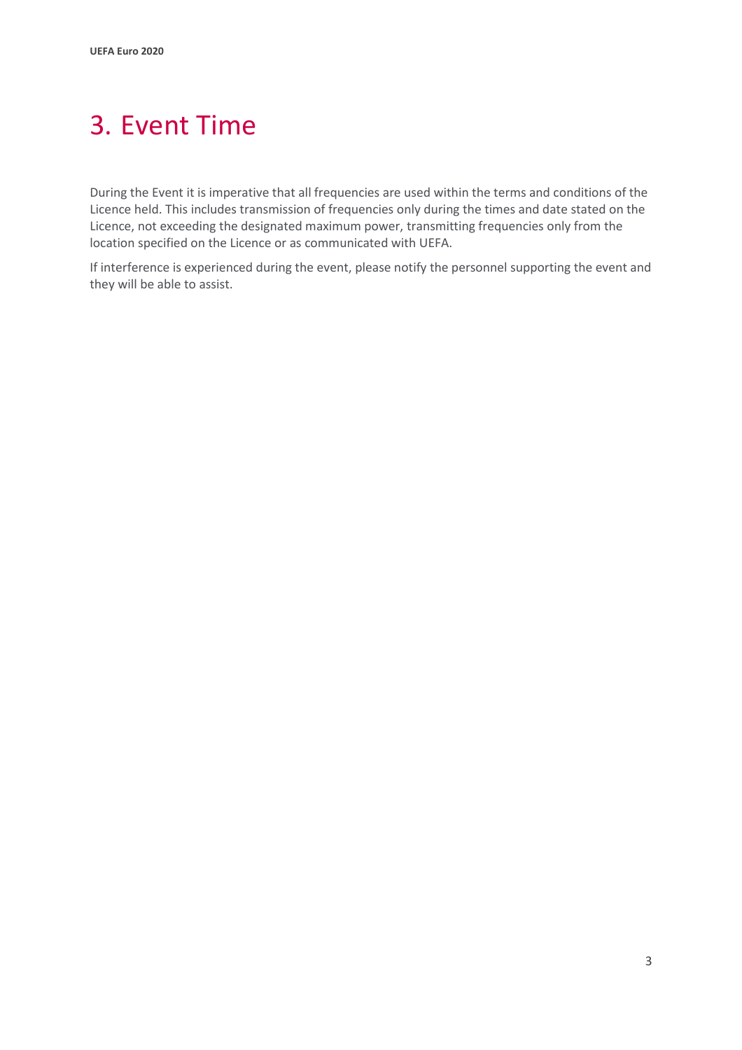# 3. Event Time

During the Event it is imperative that all frequencies are used within the terms and conditions of the Licence held. This includes transmission of frequencies only during the times and date stated on the Licence, not exceeding the designated maximum power, transmitting frequencies only from the location specified on the Licence or as communicated with UEFA.

If interference is experienced during the event, please notify the personnel supporting the event and they will be able to assist.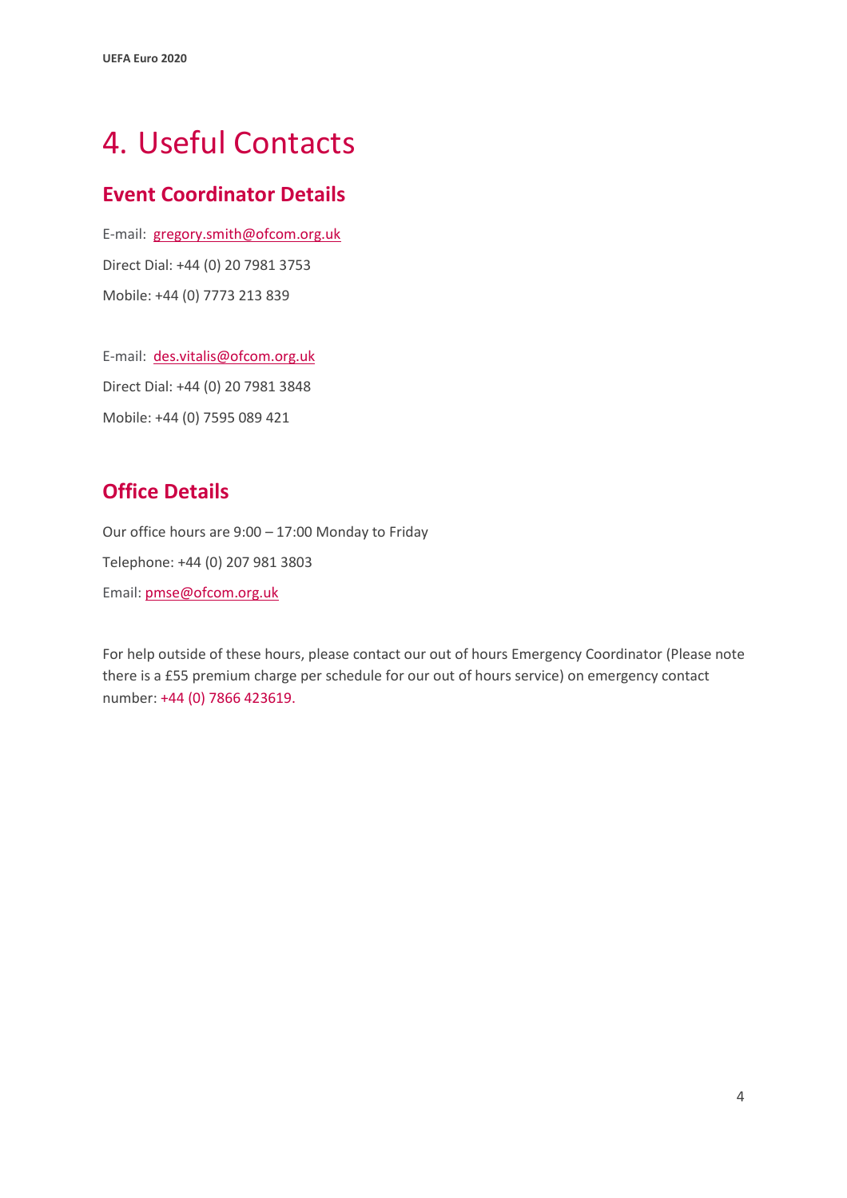# 4. Useful Contacts

## Event Coordinator Details

E-mail: gregory.smith@ofcom.org.uk

Direct Dial: +44 (0) 20 7981 3753

Mobile: +44 (0) 7773 213 839

E-mail: des.vitalis@ofcom.org.uk

Direct Dial: +44 (0) 20 7981 3848

Mobile: +44 (0) 7595 089 421

## Office Details

Our office hours are 9:00 – 17:00 Monday to Friday

Telephone: +44 (0) 207 981 3803

Email: pmse@ofcom.org.uk

For help outside of these hours, please contact our out of hours Emergency Coordinator (Please note there is a £55 premium charge per schedule for our out of hours service) on emergency contact number: +44 (0) 7866 423619.